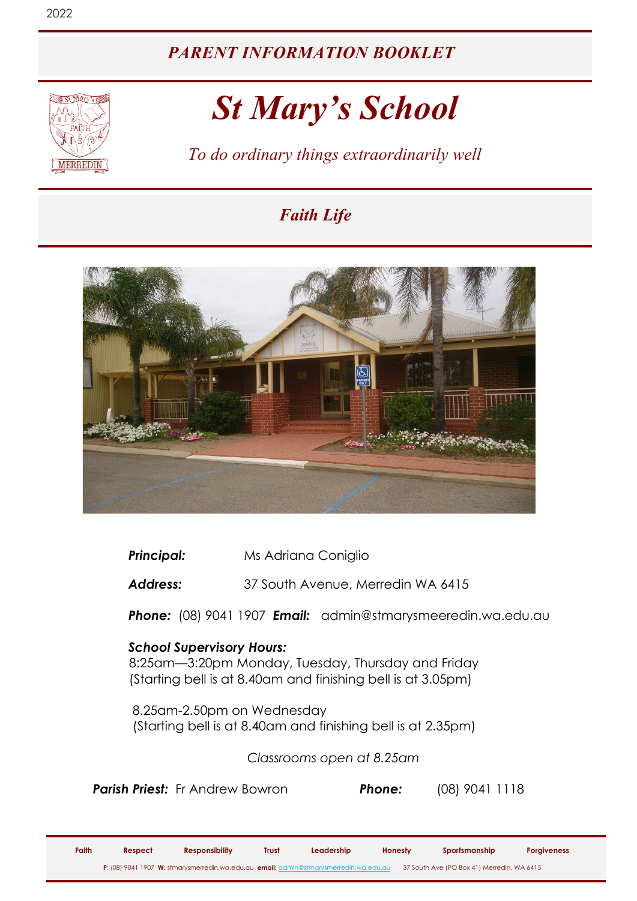2022

# *PARENT INFORMATION BOOKLET*

# *St Mary's School*

*To do ordinary things extraordinarily well*

## *Faith Life*

***Principal:*** Ms Adriana Coniglio

***Address:*** 37 South Avenue, Merredin WA 6415

***Phone:*** (08) 9041 1907 ***Email:*** admin@stmarysmeeredin.wa.edu.au

***School Supervisory Hours:***
8:25am—3:20pm Monday, Tuesday, Thursday and Friday
(Starting bell is at 8.40am and finishing bell is at 3.05pm)

8.25am-2.50pm on Wednesday
(Starting bell is at 8.40am and finishing bell is at 2.35pm)

*Classrooms open at 8.25am*

***Parish Priest:*** Fr Andrew Bowron ***Phone:*** (08) 9041 1118

**Faith** **Respect** **Responsibility** **Trust** **Leadership** **Honesty** **Sportsmanship** **Forgiveness**

**P**: (08) 9041 1907 **W:** stmarysmerredin.wa.edu.au **email:** admin@stmarysmerredin.wa.edu.au 37 South Ave (PO Box 41) Merredin, WA 6415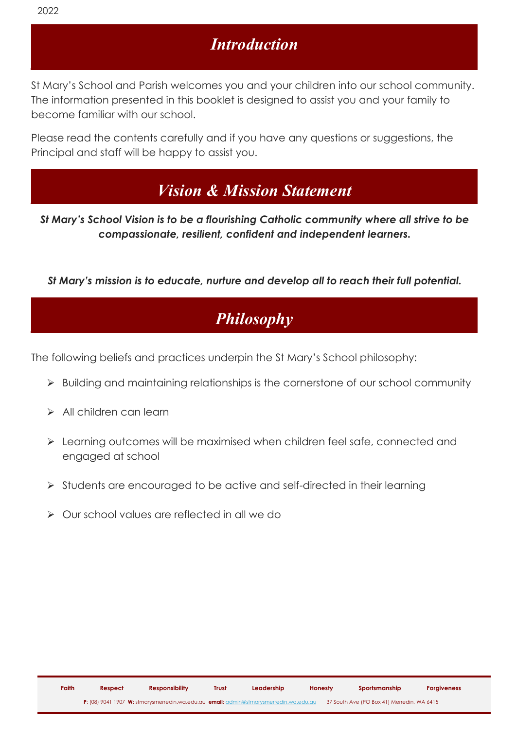# *Introduction*

St Mary's School and Parish welcomes you and your children into our school community. The information presented in this booklet is designed to assist you and your family to become familiar with our school.

Please read the contents carefully and if you have any questions or suggestions, the Principal and staff will be happy to assist you.

# *Vision & Mission Statement*

***St Mary's School Vision is to be a flourishing Catholic community where all strive to be compassionate, resilient, confident and independent learners.***

***St Mary's mission is to educate, nurture and develop all to reach their full potential.***

# *Philosophy*

The following beliefs and practices underpin the St Mary's School philosophy:

- Building and maintaining relationships is the cornerstone of our school community
- All children can learn
- Learning outcomes will be maximised when children feel safe, connected and engaged at school
- Students are encouraged to be active and self-directed in their learning
- Our school values are reflected in all we do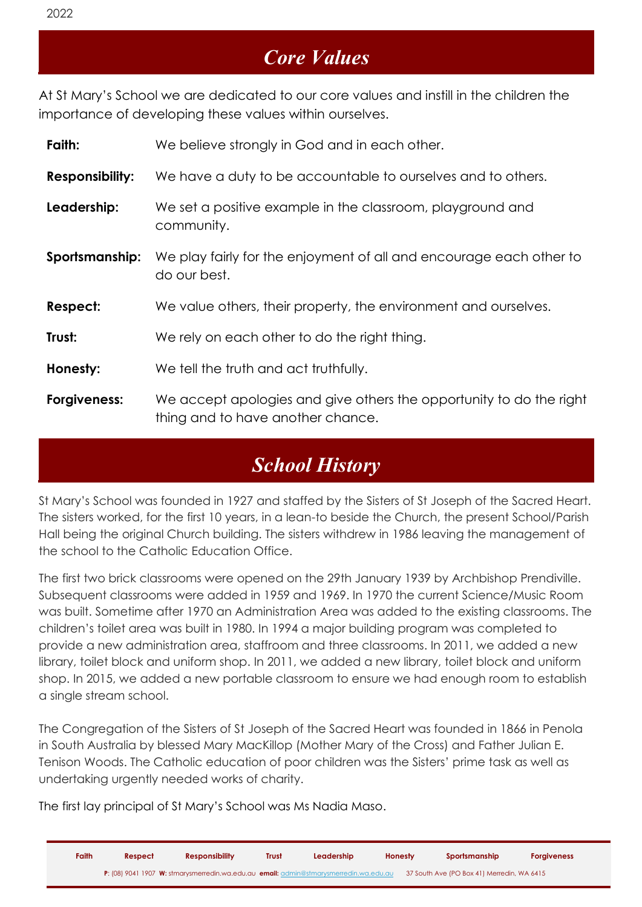# *Core Values*

At St Mary's School we are dedicated to our core values and instill in the children the importance of developing these values within ourselves.

**Faith:** We believe strongly in God and in each other.

**Responsibility:** We have a duty to be accountable to ourselves and to others.

**Leadership:** We set a positive example in the classroom, playground and community.

**Sportsmanship:** We play fairly for the enjoyment of all and encourage each other to do our best.

**Respect:** We value others, their property, the environment and ourselves.

**Trust:** We rely on each other to do the right thing.

**Honesty:** We tell the truth and act truthfully.

**Forgiveness:** We accept apologies and give others the opportunity to do the right thing and to have another chance.

# *School History*

St Mary's School was founded in 1927 and staffed by the Sisters of St Joseph of the Sacred Heart. The sisters worked, for the first 10 years, in a lean-to beside the Church, the present School/Parish Hall being the original Church building. The sisters withdrew in 1986 leaving the management of the school to the Catholic Education Office.

The first two brick classrooms were opened on the 29th January 1939 by Archbishop Prendiville. Subsequent classrooms were added in 1959 and 1969. In 1970 the current Science/Music Room was built. Sometime after 1970 an Administration Area was added to the existing classrooms. The children's toilet area was built in 1980. In 1994 a major building program was completed to provide a new administration area, staffroom and three classrooms. In 2011, we added a new library, toilet block and uniform shop. In 2011, we added a new library, toilet block and uniform shop. In 2015, we added a new portable classroom to ensure we had enough room to establish a single stream school.

The Congregation of the Sisters of St Joseph of the Sacred Heart was founded in 1866 in Penola in South Australia by blessed Mary MacKillop (Mother Mary of the Cross) and Father Julian E. Tenison Woods. The Catholic education of poor children was the Sisters' prime task as well as undertaking urgently needed works of charity.

The first lay principal of St Mary's School was Ms Nadia Maso.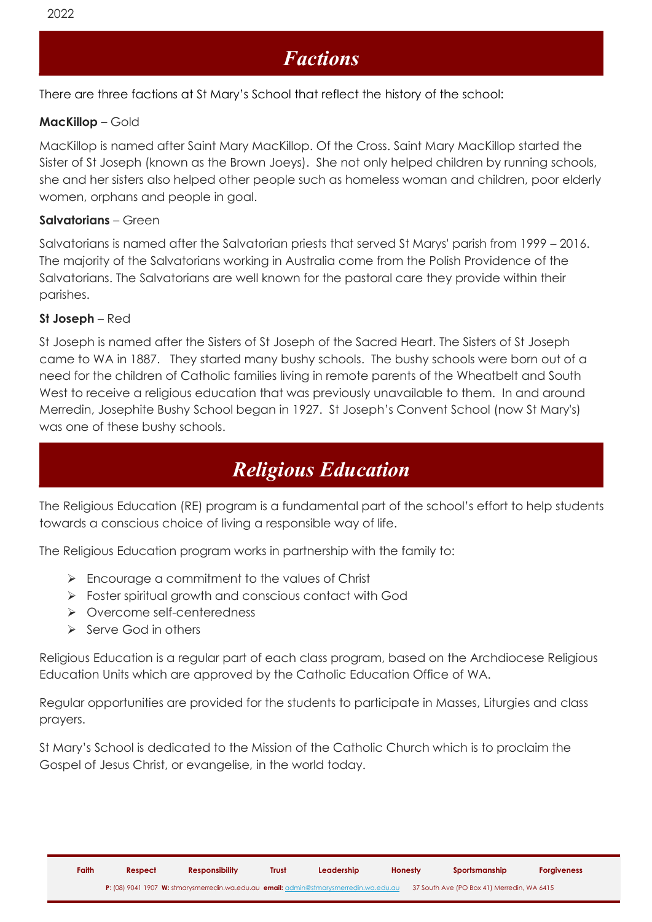# *Factions*

There are three factions at St Mary's School that reflect the history of the school:

**MacKillop** – Gold

MacKillop is named after Saint Mary MacKillop. Of the Cross. Saint Mary MacKillop started the Sister of St Joseph (known as the Brown Joeys). She not only helped children by running schools, she and her sisters also helped other people such as homeless woman and children, poor elderly women, orphans and people in goal.

**Salvatorians** – Green

Salvatorians is named after the Salvatorian priests that served St Marys' parish from 1999 – 2016. The majority of the Salvatorians working in Australia come from the Polish Providence of the Salvatorians. The Salvatorians are well known for the pastoral care they provide within their parishes.

**St Joseph** – Red

St Joseph is named after the Sisters of St Joseph of the Sacred Heart. The Sisters of St Joseph came to WA in 1887. They started many bushy schools. The bushy schools were born out of a need for the children of Catholic families living in remote parents of the Wheatbelt and South West to receive a religious education that was previously unavailable to them. In and around Merredin, Josephite Bushy School began in 1927. St Joseph's Convent School (now St Mary's) was one of these bushy schools.

# *Religious Education*

The Religious Education (RE) program is a fundamental part of the school's effort to help students towards a conscious choice of living a responsible way of life.

The Religious Education program works in partnership with the family to:

- Encourage a commitment to the values of Christ
- Foster spiritual growth and conscious contact with God
- Overcome self-centeredness
- Serve God in others

Religious Education is a regular part of each class program, based on the Archdiocese Religious Education Units which are approved by the Catholic Education Office of WA.

Regular opportunities are provided for the students to participate in Masses, Liturgies and class prayers.

St Mary's School is dedicated to the Mission of the Catholic Church which is to proclaim the Gospel of Jesus Christ, or evangelise, in the world today.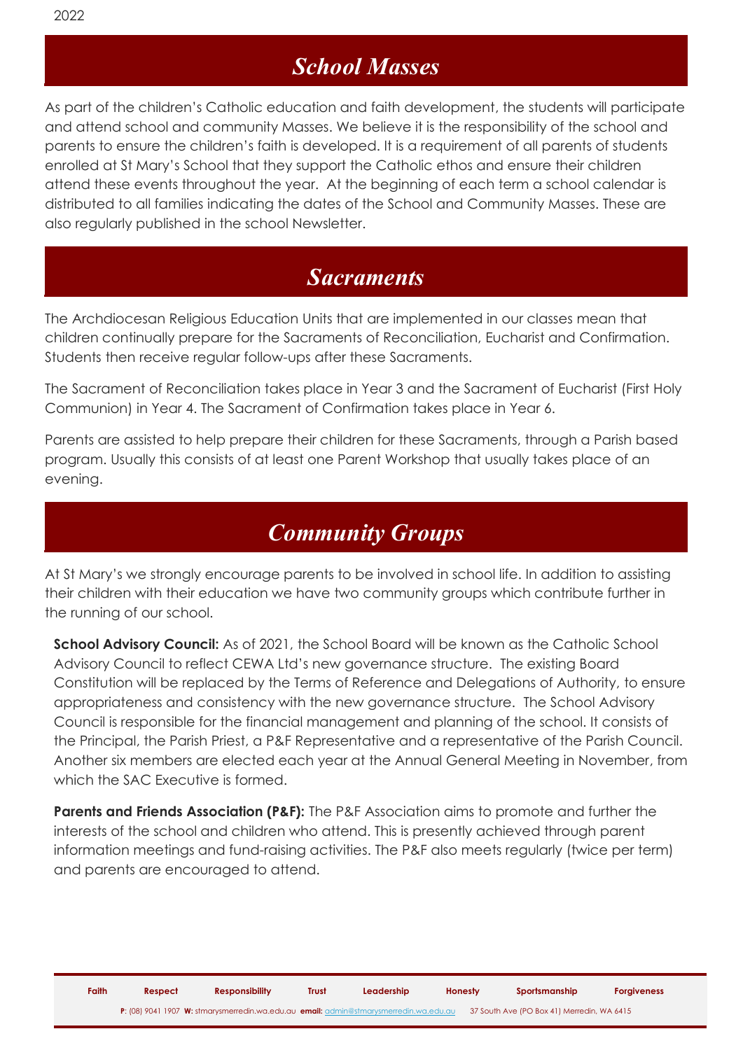# *School Masses*

As part of the children's Catholic education and faith development, the students will participate and attend school and community Masses. We believe it is the responsibility of the school and parents to ensure the children's faith is developed. It is a requirement of all parents of students enrolled at St Mary's School that they support the Catholic ethos and ensure their children attend these events throughout the year. At the beginning of each term a school calendar is distributed to all families indicating the dates of the School and Community Masses. These are also regularly published in the school Newsletter.

# *Sacraments*

The Archdiocesan Religious Education Units that are implemented in our classes mean that children continually prepare for the Sacraments of Reconciliation, Eucharist and Confirmation. Students then receive regular follow-ups after these Sacraments.

The Sacrament of Reconciliation takes place in Year 3 and the Sacrament of Eucharist (First Holy Communion) in Year 4. The Sacrament of Confirmation takes place in Year 6.

Parents are assisted to help prepare their children for these Sacraments, through a Parish based program. Usually this consists of at least one Parent Workshop that usually takes place of an evening.

# *Community Groups*

At St Mary's we strongly encourage parents to be involved in school life. In addition to assisting their children with their education we have two community groups which contribute further in the running of our school.

**School Advisory Council:** As of 2021, the School Board will be known as the Catholic School Advisory Council to reflect CEWA Ltd's new governance structure. The existing Board Constitution will be replaced by the Terms of Reference and Delegations of Authority, to ensure appropriateness and consistency with the new governance structure. The School Advisory Council is responsible for the financial management and planning of the school. It consists of the Principal, the Parish Priest, a P&F Representative and a representative of the Parish Council. Another six members are elected each year at the Annual General Meeting in November, from which the SAC Executive is formed.

**Parents and Friends Association (P&F):** The P&F Association aims to promote and further the interests of the school and children who attend. This is presently achieved through parent information meetings and fund-raising activities. The P&F also meets regularly (twice per term) and parents are encouraged to attend.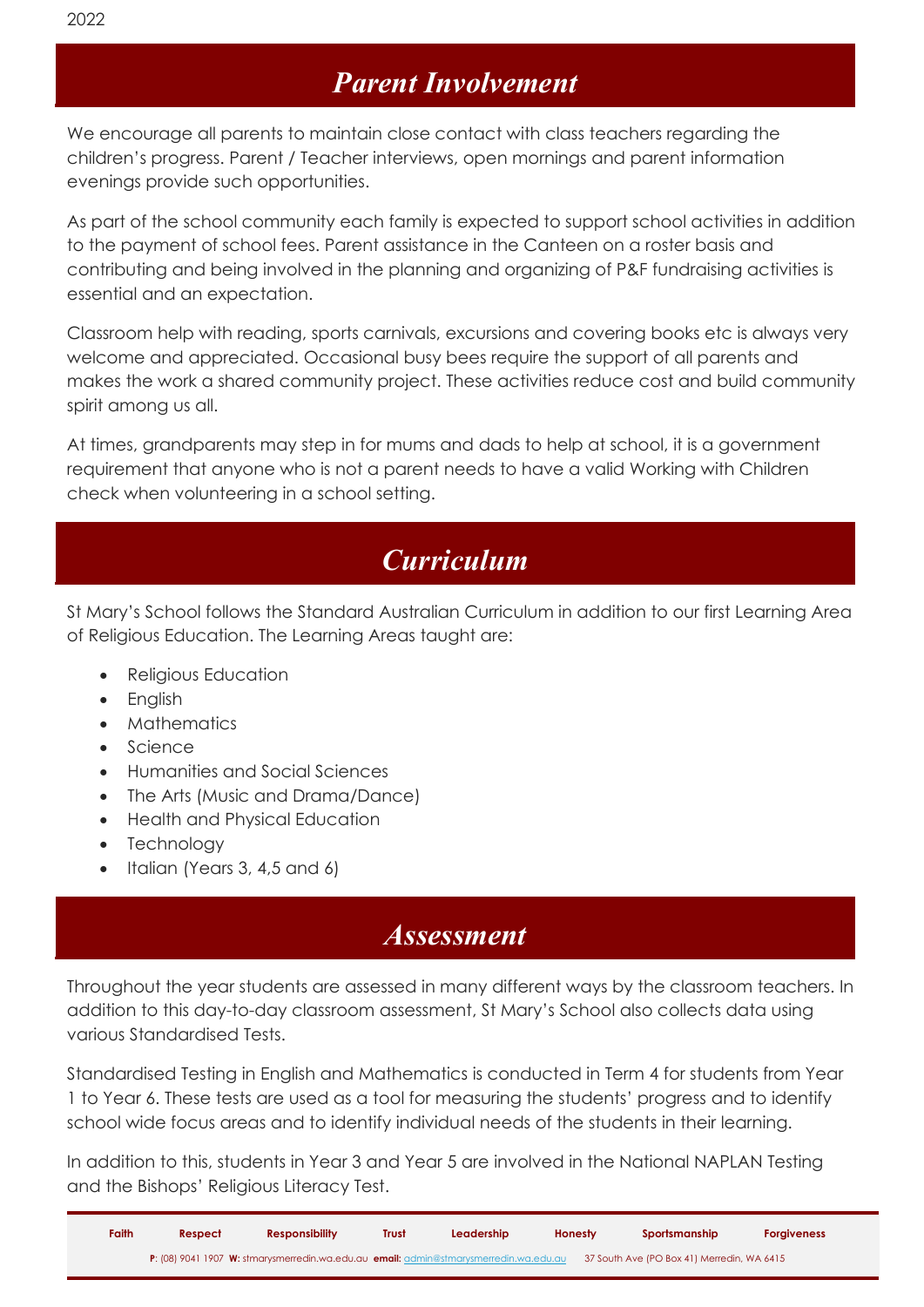## *Parent Involvement*

We encourage all parents to maintain close contact with class teachers regarding the children's progress. Parent / Teacher interviews, open mornings and parent information evenings provide such opportunities.

As part of the school community each family is expected to support school activities in addition to the payment of school fees. Parent assistance in the Canteen on a roster basis and contributing and being involved in the planning and organizing of P&F fundraising activities is essential and an expectation.

Classroom help with reading, sports carnivals, excursions and covering books etc is always very welcome and appreciated. Occasional busy bees require the support of all parents and makes the work a shared community project. These activities reduce cost and build community spirit among us all.

At times, grandparents may step in for mums and dads to help at school, it is a government requirement that anyone who is not a parent needs to have a valid Working with Children check when volunteering in a school setting.

## *Curriculum*

St Mary's School follows the Standard Australian Curriculum in addition to our first Learning Area of Religious Education. The Learning Areas taught are:

- Religious Education
- English
- Mathematics
- Science
- Humanities and Social Sciences
- The Arts (Music and Drama/Dance)
- Health and Physical Education
- Technology
- Italian (Years 3, 4,5 and 6)

## *Assessment*

Throughout the year students are assessed in many different ways by the classroom teachers. In addition to this day-to-day classroom assessment, St Mary's School also collects data using various Standardised Tests.

Standardised Testing in English and Mathematics is conducted in Term 4 for students from Year 1 to Year 6. These tests are used as a tool for measuring the students' progress and to identify school wide focus areas and to identify individual needs of the students in their learning.

In addition to this, students in Year 3 and Year 5 are involved in the National NAPLAN Testing and the Bishops' Religious Literacy Test.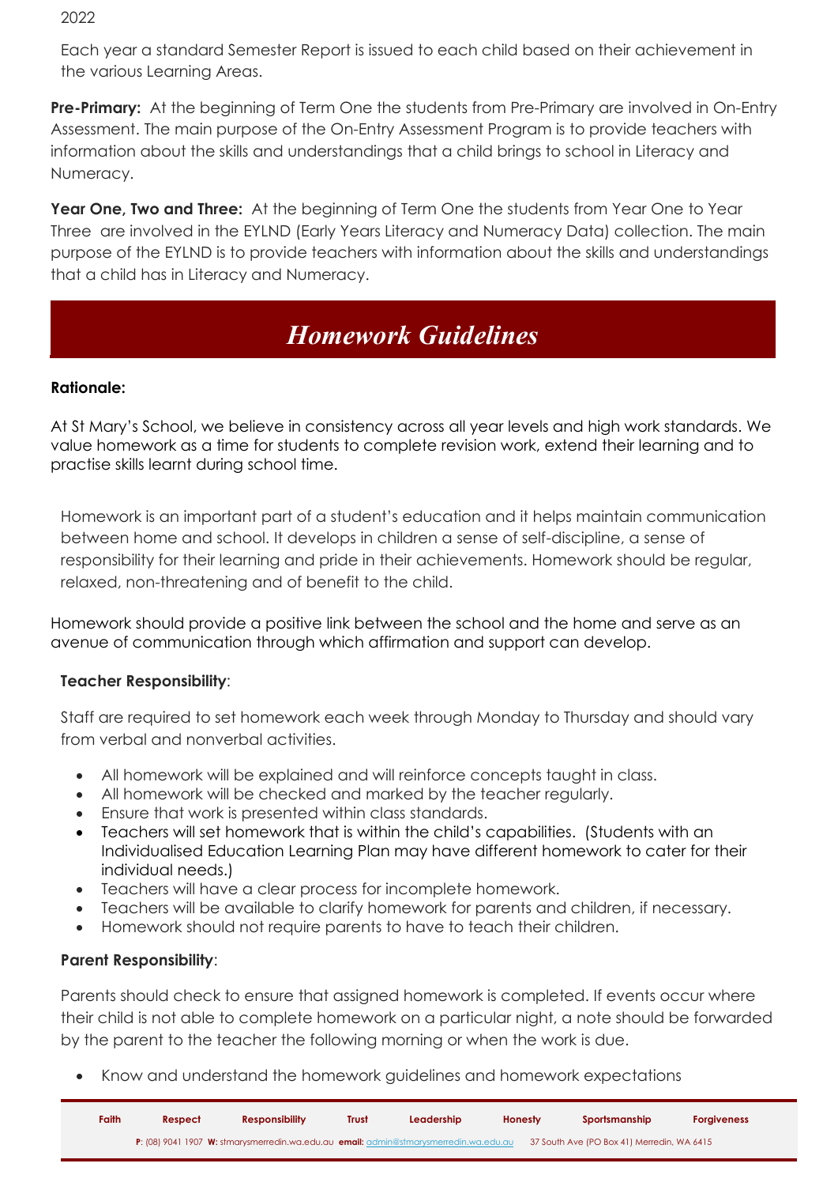2022

Each year a standard Semester Report is issued to each child based on their achievement in the various Learning Areas.

**Pre-Primary:** At the beginning of Term One the students from Pre-Primary are involved in On-Entry Assessment. The main purpose of the On-Entry Assessment Program is to provide teachers with information about the skills and understandings that a child brings to school in Literacy and Numeracy.

**Year One, Two and Three:** At the beginning of Term One the students from Year One to Year Three are involved in the EYLND (Early Years Literacy and Numeracy Data) collection. The main purpose of the EYLND is to provide teachers with information about the skills and understandings that a child has in Literacy and Numeracy.

## *Homework Guidelines*

**Rationale:**

At St Mary's School, we believe in consistency across all year levels and high work standards. We value homework as a time for students to complete revision work, extend their learning and to practise skills learnt during school time.

Homework is an important part of a student's education and it helps maintain communication between home and school. It develops in children a sense of self-discipline, a sense of responsibility for their learning and pride in their achievements. Homework should be regular, relaxed, non-threatening and of benefit to the child.

Homework should provide a positive link between the school and the home and serve as an avenue of communication through which affirmation and support can develop.

**Teacher Responsibility**:

Staff are required to set homework each week through Monday to Thursday and should vary from verbal and nonverbal activities.

- All homework will be explained and will reinforce concepts taught in class.
- All homework will be checked and marked by the teacher regularly.
- Ensure that work is presented within class standards.
- Teachers will set homework that is within the child's capabilities. (Students with an Individualised Education Learning Plan may have different homework to cater for their individual needs.)
- Teachers will have a clear process for incomplete homework.
- Teachers will be available to clarify homework for parents and children, if necessary.
- Homework should not require parents to have to teach their children.

**Parent Responsibility**:

Parents should check to ensure that assigned homework is completed. If events occur where their child is not able to complete homework on a particular night, a note should be forwarded by the parent to the teacher the following morning or when the work is due.

- Know and understand the homework guidelines and homework expectations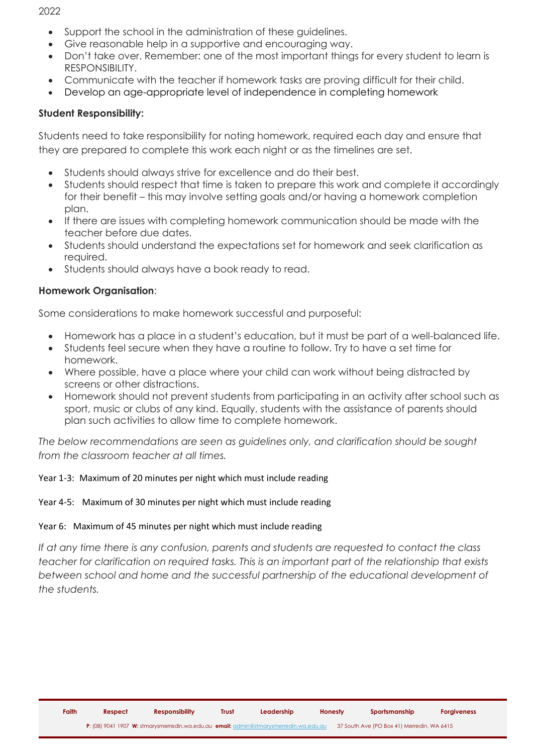- Support the school in the administration of these guidelines.
- Give reasonable help in a supportive and encouraging way.
- Don't take over. Remember: one of the most important things for every student to learn is RESPONSIBILITY.
- Communicate with the teacher if homework tasks are proving difficult for their child.
- Develop an age-appropriate level of independence in completing homework

**Student Responsibility:**

Students need to take responsibility for noting homework, required each day and ensure that they are prepared to complete this work each night or as the timelines are set.

- Students should always strive for excellence and do their best.
- Students should respect that time is taken to prepare this work and complete it accordingly for their benefit – this may involve setting goals and/or having a homework completion plan.
- If there are issues with completing homework communication should be made with the teacher before due dates.
- Students should understand the expectations set for homework and seek clarification as required.
- Students should always have a book ready to read.

**Homework Organisation**:

Some considerations to make homework successful and purposeful:

- Homework has a place in a student's education, but it must be part of a well-balanced life.
- Students feel secure when they have a routine to follow. Try to have a set time for homework.
- Where possible, have a place where your child can work without being distracted by screens or other distractions.
- Homework should not prevent students from participating in an activity after school such as sport, music or clubs of any kind. Equally, students with the assistance of parents should plan such activities to allow time to complete homework.

*The below recommendations are seen as guidelines only, and clarification should be sought from the classroom teacher at all times.*

Year 1-3: Maximum of 20 minutes per night which must include reading

Year 4-5: Maximum of 30 minutes per night which must include reading

Year 6: Maximum of 45 minutes per night which must include reading

*If at any time there is any confusion, parents and students are requested to contact the class teacher for clarification on required tasks. This is an important part of the relationship that exists between school and home and the successful partnership of the educational development of the students.*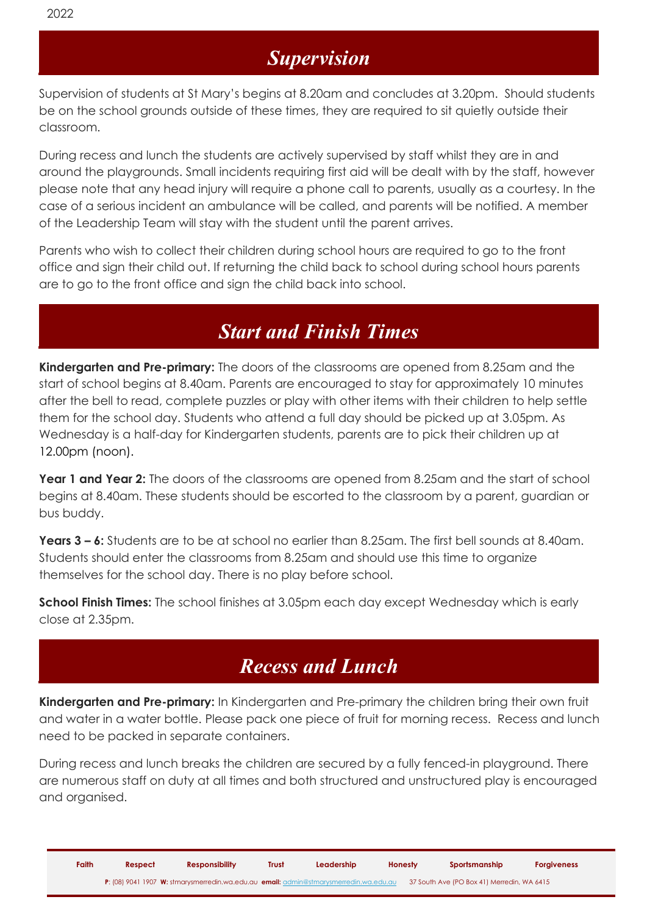## *Supervision*

Supervision of students at St Mary's begins at 8.20am and concludes at 3.20pm. Should students be on the school grounds outside of these times, they are required to sit quietly outside their classroom.

During recess and lunch the students are actively supervised by staff whilst they are in and around the playgrounds. Small incidents requiring first aid will be dealt with by the staff, however please note that any head injury will require a phone call to parents, usually as a courtesy. In the case of a serious incident an ambulance will be called, and parents will be notified. A member of the Leadership Team will stay with the student until the parent arrives.

Parents who wish to collect their children during school hours are required to go to the front office and sign their child out. If returning the child back to school during school hours parents are to go to the front office and sign the child back into school.

## *Start and Finish Times*

**Kindergarten and Pre-primary:** The doors of the classrooms are opened from 8.25am and the start of school begins at 8.40am. Parents are encouraged to stay for approximately 10 minutes after the bell to read, complete puzzles or play with other items with their children to help settle them for the school day. Students who attend a full day should be picked up at 3.05pm. As Wednesday is a half-day for Kindergarten students, parents are to pick their children up at 12.00pm (noon).

**Year 1 and Year 2:** The doors of the classrooms are opened from 8.25am and the start of school begins at 8.40am. These students should be escorted to the classroom by a parent, guardian or bus buddy.

**Years 3 – 6:** Students are to be at school no earlier than 8.25am. The first bell sounds at 8.40am. Students should enter the classrooms from 8.25am and should use this time to organize themselves for the school day. There is no play before school.

**School Finish Times:** The school finishes at 3.05pm each day except Wednesday which is early close at 2.35pm.

## *Recess and Lunch*

**Kindergarten and Pre-primary:** In Kindergarten and Pre-primary the children bring their own fruit and water in a water bottle. Please pack one piece of fruit for morning recess. Recess and lunch need to be packed in separate containers.

During recess and lunch breaks the children are secured by a fully fenced-in playground. There are numerous staff on duty at all times and both structured and unstructured play is encouraged and organised.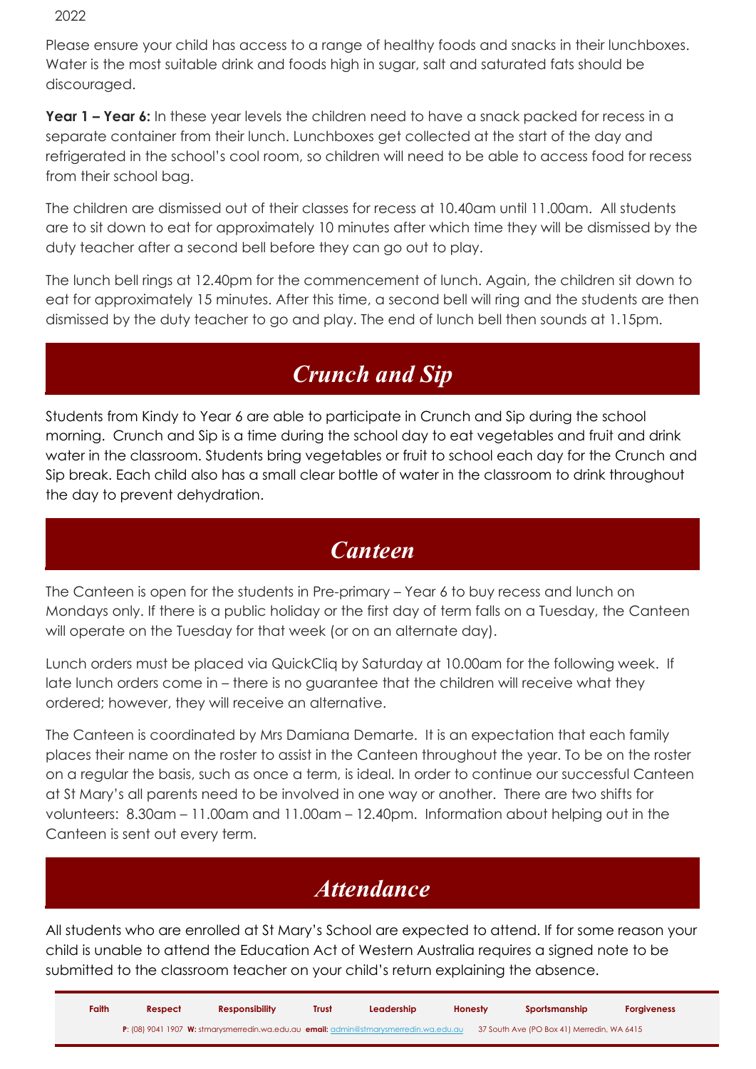Please ensure your child has access to a range of healthy foods and snacks in their lunchboxes. Water is the most suitable drink and foods high in sugar, salt and saturated fats should be discouraged.

**Year 1 – Year 6:** In these year levels the children need to have a snack packed for recess in a separate container from their lunch. Lunchboxes get collected at the start of the day and refrigerated in the school's cool room, so children will need to be able to access food for recess from their school bag.

The children are dismissed out of their classes for recess at 10.40am until 11.00am. All students are to sit down to eat for approximately 10 minutes after which time they will be dismissed by the duty teacher after a second bell before they can go out to play.

The lunch bell rings at 12.40pm for the commencement of lunch. Again, the children sit down to eat for approximately 15 minutes. After this time, a second bell will ring and the students are then dismissed by the duty teacher to go and play. The end of lunch bell then sounds at 1.15pm.

## *Crunch and Sip*

Students from Kindy to Year 6 are able to participate in Crunch and Sip during the school morning. Crunch and Sip is a time during the school day to eat vegetables and fruit and drink water in the classroom. Students bring vegetables or fruit to school each day for the Crunch and Sip break. Each child also has a small clear bottle of water in the classroom to drink throughout the day to prevent dehydration.

## *Canteen*

The Canteen is open for the students in Pre-primary – Year 6 to buy recess and lunch on Mondays only. If there is a public holiday or the first day of term falls on a Tuesday, the Canteen will operate on the Tuesday for that week (or on an alternate day).

Lunch orders must be placed via QuickCliq by Saturday at 10.00am for the following week. If late lunch orders come in – there is no guarantee that the children will receive what they ordered; however, they will receive an alternative.

The Canteen is coordinated by Mrs Damiana Demarte. It is an expectation that each family places their name on the roster to assist in the Canteen throughout the year. To be on the roster on a regular the basis, such as once a term, is ideal. In order to continue our successful Canteen at St Mary's all parents need to be involved in one way or another. There are two shifts for volunteers: 8.30am – 11.00am and 11.00am – 12.40pm. Information about helping out in the Canteen is sent out every term.

## *Attendance*

All students who are enrolled at St Mary's School are expected to attend. If for some reason your child is unable to attend the Education Act of Western Australia requires a signed note to be submitted to the classroom teacher on your child's return explaining the absence.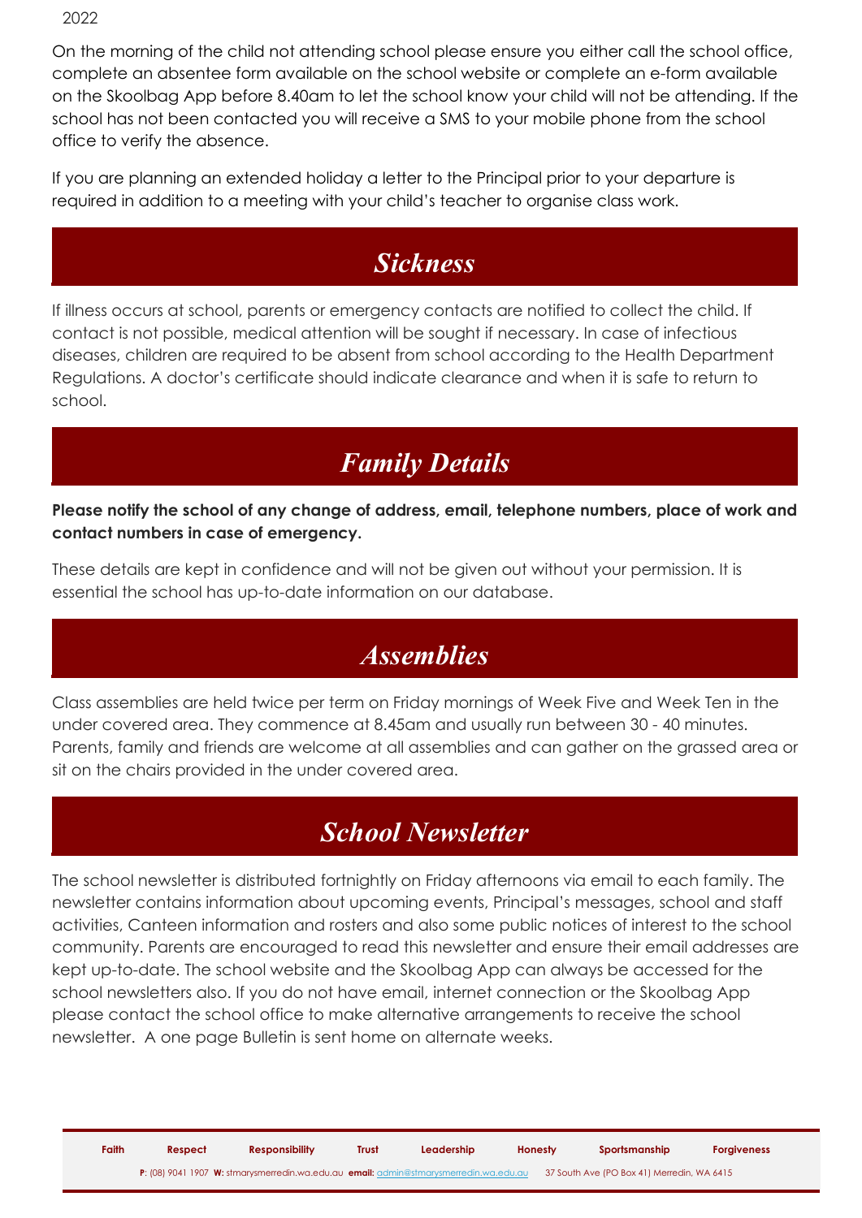On the morning of the child not attending school please ensure you either call the school office, complete an absentee form available on the school website or complete an e-form available on the Skoolbag App before 8.40am to let the school know your child will not be attending. If the school has not been contacted you will receive a SMS to your mobile phone from the school office to verify the absence.

If you are planning an extended holiday a letter to the Principal prior to your departure is required in addition to a meeting with your child's teacher to organise class work.

## *Sickness*

If illness occurs at school, parents or emergency contacts are notified to collect the child. If contact is not possible, medical attention will be sought if necessary. In case of infectious diseases, children are required to be absent from school according to the Health Department Regulations. A doctor's certificate should indicate clearance and when it is safe to return to school.

## *Family Details*

**Please notify the school of any change of address, email, telephone numbers, place of work and contact numbers in case of emergency.**

These details are kept in confidence and will not be given out without your permission. It is essential the school has up-to-date information on our database.

## *Assemblies*

Class assemblies are held twice per term on Friday mornings of Week Five and Week Ten in the under covered area. They commence at 8.45am and usually run between 30 - 40 minutes. Parents, family and friends are welcome at all assemblies and can gather on the grassed area or sit on the chairs provided in the under covered area.

## *School Newsletter*

The school newsletter is distributed fortnightly on Friday afternoons via email to each family. The newsletter contains information about upcoming events, Principal's messages, school and staff activities, Canteen information and rosters and also some public notices of interest to the school community. Parents are encouraged to read this newsletter and ensure their email addresses are kept up-to-date. The school website and the Skoolbag App can always be accessed for the school newsletters also. If you do not have email, internet connection or the Skoolbag App please contact the school office to make alternative arrangements to receive the school newsletter. A one page Bulletin is sent home on alternate weeks.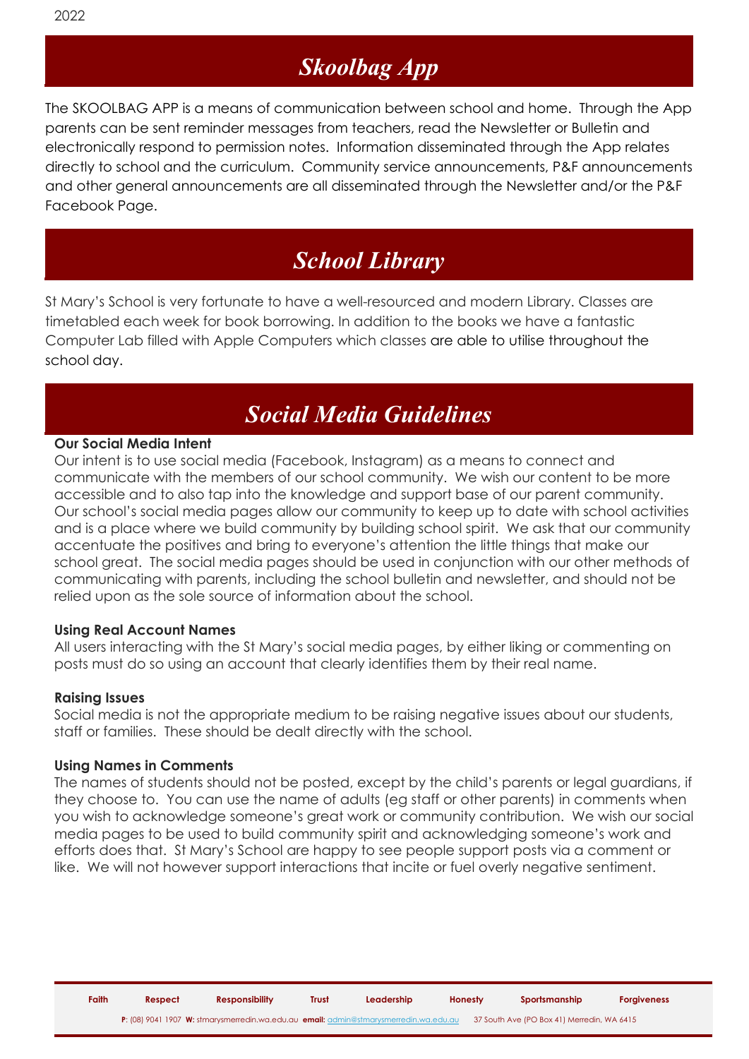# *Skoolbag App*

The SKOOLBAG APP is a means of communication between school and home. Through the App parents can be sent reminder messages from teachers, read the Newsletter or Bulletin and electronically respond to permission notes. Information disseminated through the App relates directly to school and the curriculum. Community service announcements, P&F announcements and other general announcements are all disseminated through the Newsletter and/or the P&F Facebook Page.

# *School Library*

St Mary's School is very fortunate to have a well-resourced and modern Library. Classes are timetabled each week for book borrowing. In addition to the books we have a fantastic Computer Lab filled with Apple Computers which classes are able to utilise throughout the school day.

# *Social Media Guidelines*

**Our Social Media Intent**
Our intent is to use social media (Facebook, Instagram) as a means to connect and communicate with the members of our school community. We wish our content to be more accessible and to also tap into the knowledge and support base of our parent community. Our school's social media pages allow our community to keep up to date with school activities and is a place where we build community by building school spirit. We ask that our community accentuate the positives and bring to everyone's attention the little things that make our school great. The social media pages should be used in conjunction with our other methods of communicating with parents, including the school bulletin and newsletter, and should not be relied upon as the sole source of information about the school.

**Using Real Account Names**
All users interacting with the St Mary's social media pages, by either liking or commenting on posts must do so using an account that clearly identifies them by their real name.

**Raising Issues**
Social media is not the appropriate medium to be raising negative issues about our students, staff or families. These should be dealt directly with the school.

**Using Names in Comments**
The names of students should not be posted, except by the child's parents or legal guardians, if they choose to. You can use the name of adults (eg staff or other parents) in comments when you wish to acknowledge someone's great work or community contribution. We wish our social media pages to be used to build community spirit and acknowledging someone's work and efforts does that. St Mary's School are happy to see people support posts via a comment or like. We will not however support interactions that incite or fuel overly negative sentiment.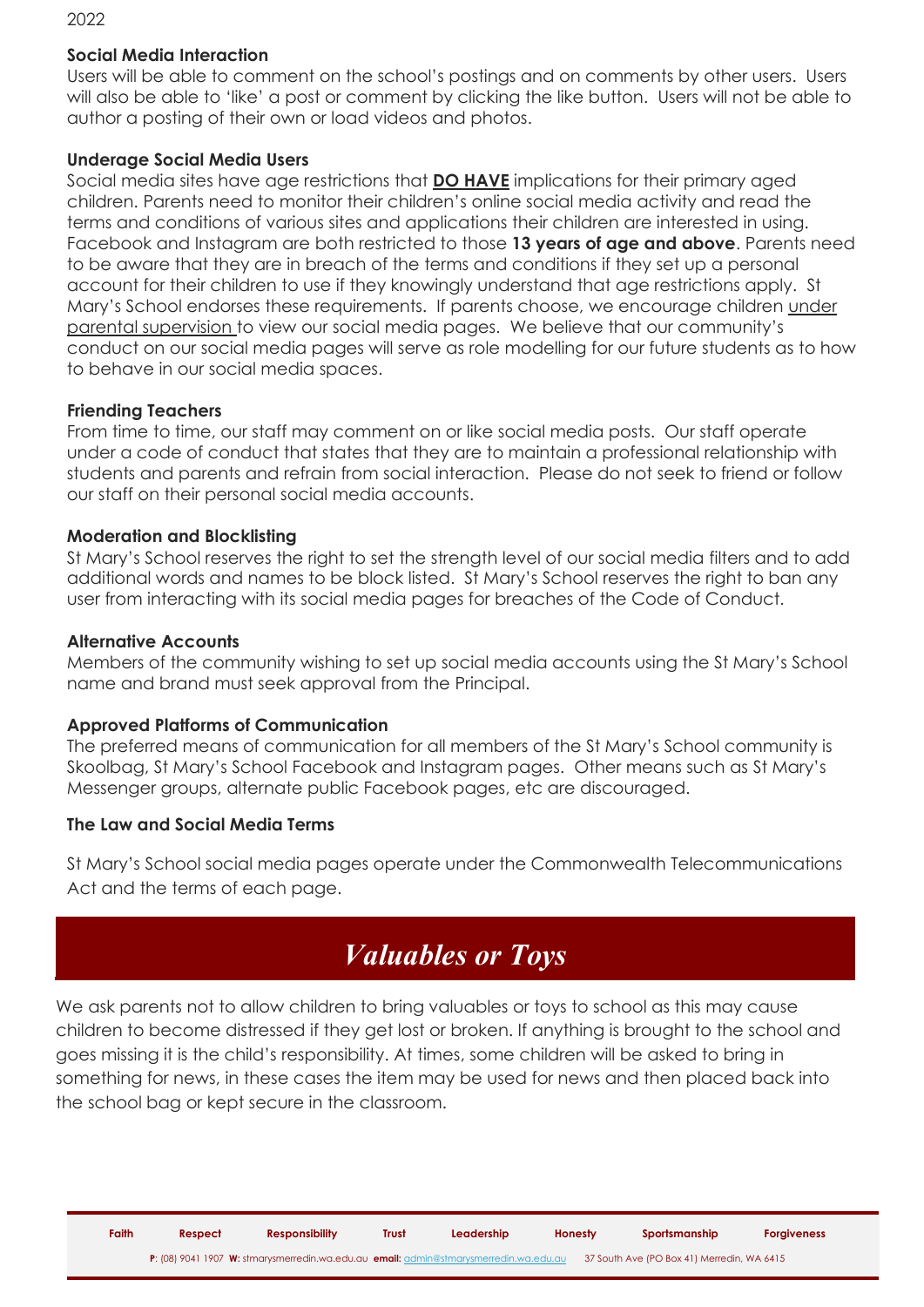### Social Media Interaction

Users will be able to comment on the school's postings and on comments by other users. Users will also be able to 'like' a post or comment by clicking the like button. Users will not be able to author a posting of their own or load videos and photos.

### Underage Social Media Users

Social media sites have age restrictions that **DO HAVE** implications for their primary aged children. Parents need to monitor their children's online social media activity and read the terms and conditions of various sites and applications their children are interested in using. Facebook and Instagram are both restricted to those **13 years of age and above**. Parents need to be aware that they are in breach of the terms and conditions if they set up a personal account for their children to use if they knowingly understand that age restrictions apply. St Mary's School endorses these requirements. If parents choose, we encourage children under parental supervision to view our social media pages. We believe that our community's conduct on our social media pages will serve as role modelling for our future students as to how to behave in our social media spaces.

### Friending Teachers

From time to time, our staff may comment on or like social media posts. Our staff operate under a code of conduct that states that they are to maintain a professional relationship with students and parents and refrain from social interaction. Please do not seek to friend or follow our staff on their personal social media accounts.

### Moderation and Blocklisting

St Mary's School reserves the right to set the strength level of our social media filters and to add additional words and names to be block listed. St Mary's School reserves the right to ban any user from interacting with its social media pages for breaches of the Code of Conduct.

### Alternative Accounts

Members of the community wishing to set up social media accounts using the St Mary's School name and brand must seek approval from the Principal.

### Approved Platforms of Communication

The preferred means of communication for all members of the St Mary's School community is Skoolbag, St Mary's School Facebook and Instagram pages. Other means such as St Mary's Messenger groups, alternate public Facebook pages, etc are discouraged.

### The Law and Social Media Terms

St Mary's School social media pages operate under the Commonwealth Telecommunications Act and the terms of each page.

## *Valuables or Toys*

We ask parents not to allow children to bring valuables or toys to school as this may cause children to become distressed if they get lost or broken. If anything is brought to the school and goes missing it is the child's responsibility. At times, some children will be asked to bring in something for news, in these cases the item may be used for news and then placed back into the school bag or kept secure in the classroom.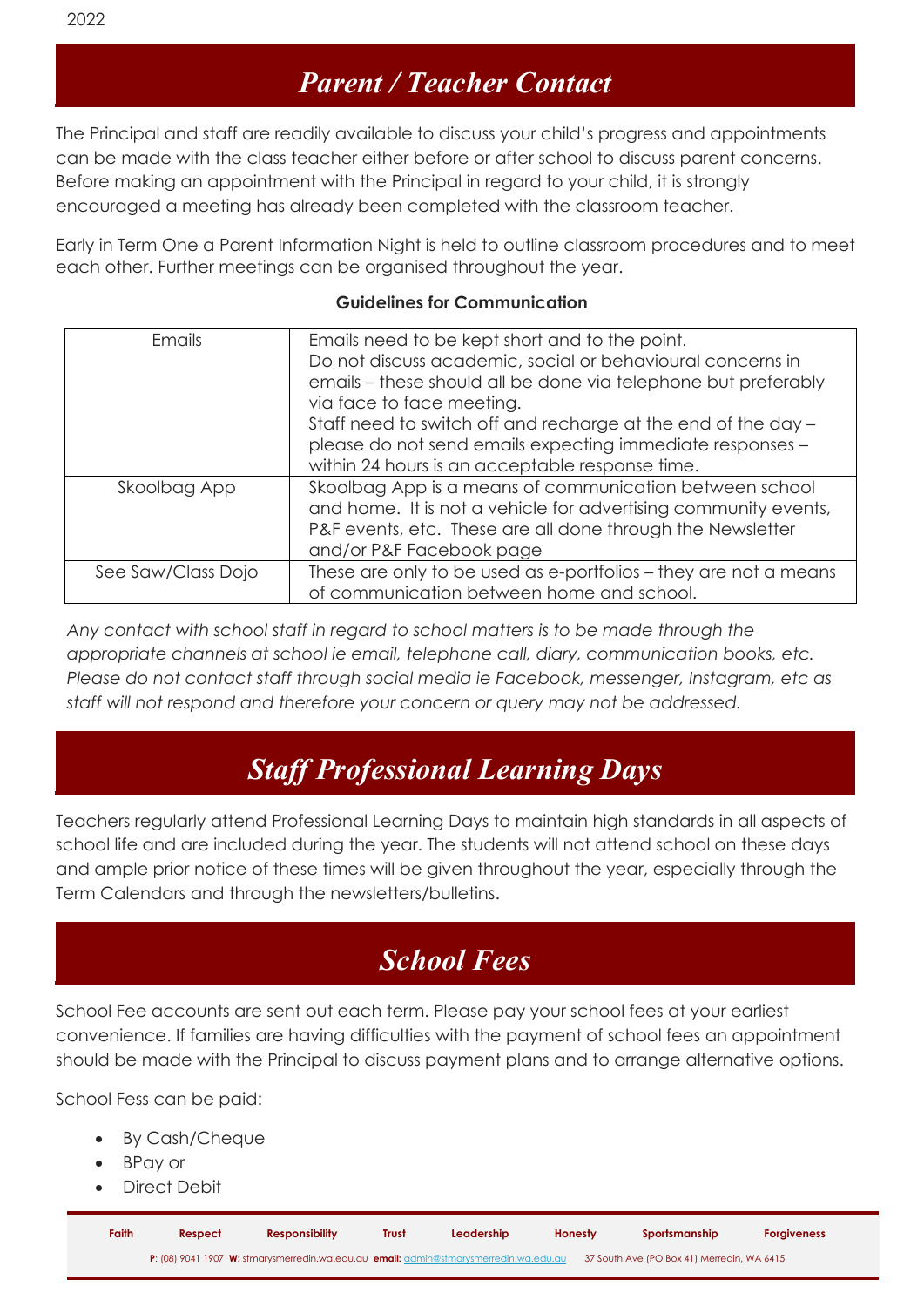# *Parent / Teacher Contact*

The Principal and staff are readily available to discuss your child's progress and appointments can be made with the class teacher either before or after school to discuss parent concerns. Before making an appointment with the Principal in regard to your child, it is strongly encouraged a meeting has already been completed with the classroom teacher.

Early in Term One a Parent Information Night is held to outline classroom procedures and to meet each other. Further meetings can be organised throughout the year.

**Guidelines for Communication**

| | |
|---|---|
| Emails | Emails need to be kept short and to the point. Do not discuss academic, social or behavioural concerns in emails – these should all be done via telephone but preferably via face to face meeting. Staff need to switch off and recharge at the end of the day – please do not send emails expecting immediate responses – within 24 hours is an acceptable response time. |
| Skoolbag App | Skoolbag App is a means of communication between school and home. It is not a vehicle for advertising community events, P&F events, etc. These are all done through the Newsletter and/or P&F Facebook page |
| See Saw/Class Dojo | These are only to be used as e-portfolios – they are not a means of communication between home and school. |

*Any contact with school staff in regard to school matters is to be made through the appropriate channels at school ie email, telephone call, diary, communication books, etc. Please do not contact staff through social media ie Facebook, messenger, Instagram, etc as staff will not respond and therefore your concern or query may not be addressed.*

# *Staff Professional Learning Days*

Teachers regularly attend Professional Learning Days to maintain high standards in all aspects of school life and are included during the year. The students will not attend school on these days and ample prior notice of these times will be given throughout the year, especially through the Term Calendars and through the newsletters/bulletins.

# *School Fees*

School Fee accounts are sent out each term. Please pay your school fees at your earliest convenience. If families are having difficulties with the payment of school fees an appointment should be made with the Principal to discuss payment plans and to arrange alternative options.

School Fess can be paid:

- By Cash/Cheque
- BPay or
- Direct Debit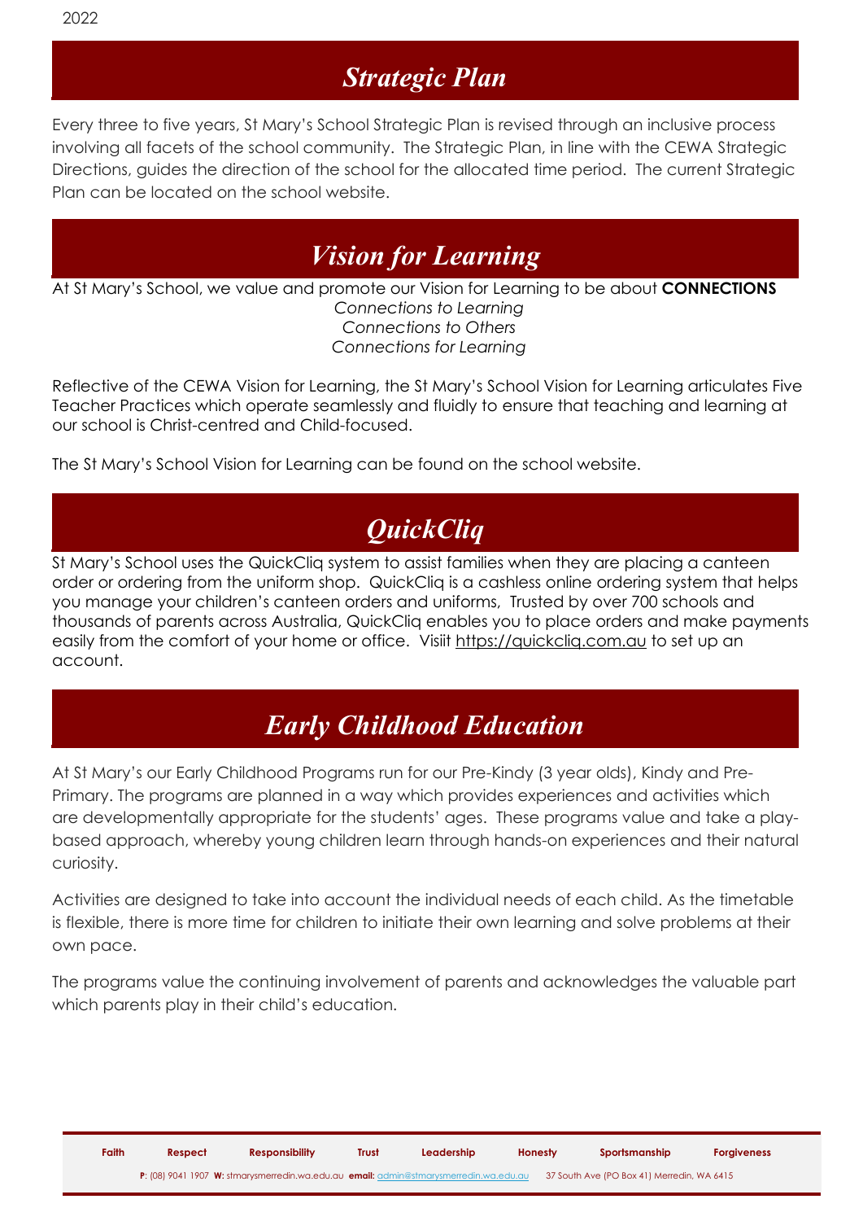## Strategic Plan

Every three to five years, St Mary's School Strategic Plan is revised through an inclusive process involving all facets of the school community. The Strategic Plan, in line with the CEWA Strategic Directions, guides the direction of the school for the allocated time period. The current Strategic Plan can be located on the school website.

## Vision for Learning

At St Mary's School, we value and promote our Vision for Learning to be about **CONNECTIONS**

*Connections to Learning*
*Connections to Others*
*Connections for Learning*

Reflective of the CEWA Vision for Learning, the St Mary's School Vision for Learning articulates Five Teacher Practices which operate seamlessly and fluidly to ensure that teaching and learning at our school is Christ-centred and Child-focused.

The St Mary's School Vision for Learning can be found on the school website.

## QuickCliq

St Mary's School uses the QuickCliq system to assist families when they are placing a canteen order or ordering from the uniform shop. QuickCliq is a cashless online ordering system that helps you manage your children's canteen orders and uniforms, Trusted by over 700 schools and thousands of parents across Australia, QuickCliq enables you to place orders and make payments easily from the comfort of your home or office. Visiit https://quickcliq.com.au to set up an account.

## Early Childhood Education

At St Mary's our Early Childhood Programs run for our Pre-Kindy (3 year olds), Kindy and Pre-Primary. The programs are planned in a way which provides experiences and activities which are developmentally appropriate for the students' ages. These programs value and take a play-based approach, whereby young children learn through hands-on experiences and their natural curiosity.

Activities are designed to take into account the individual needs of each child. As the timetable is flexible, there is more time for children to initiate their own learning and solve problems at their own pace.

The programs value the continuing involvement of parents and acknowledges the valuable part which parents play in their child's education.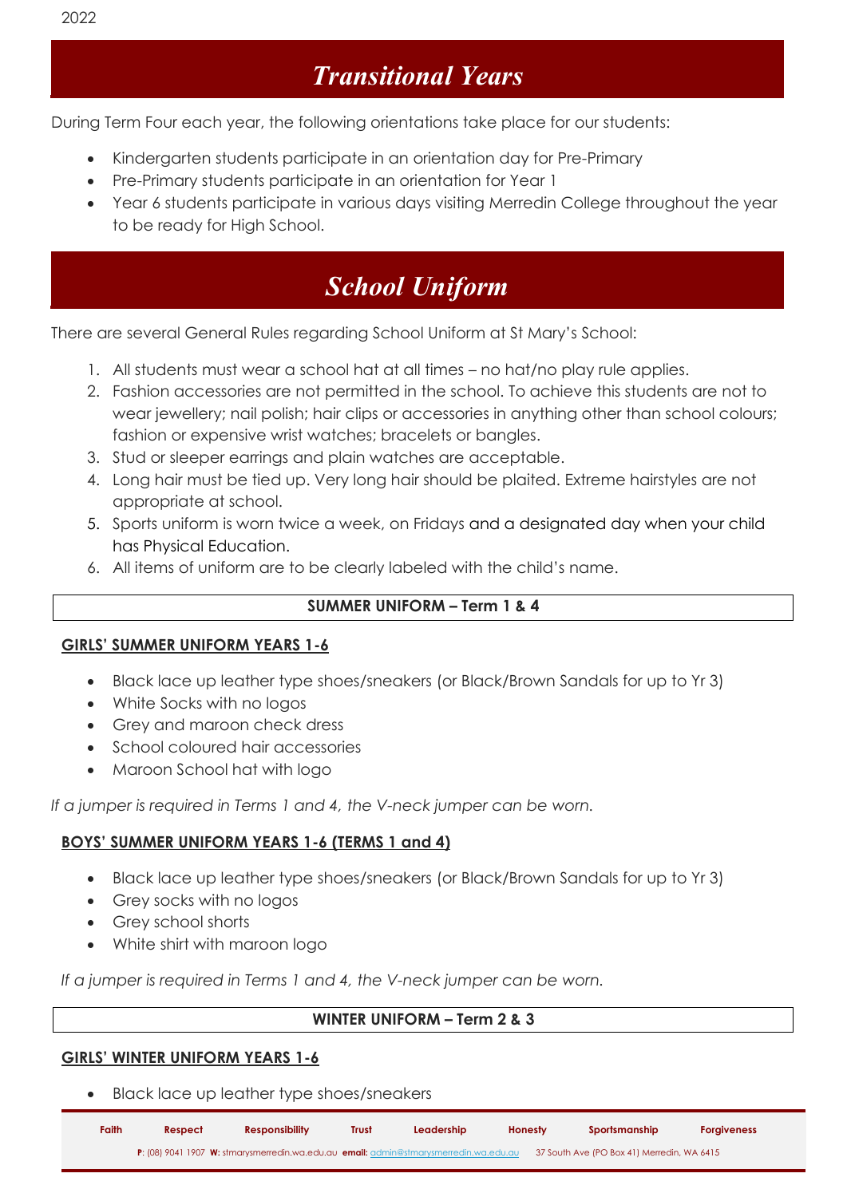# *Transitional Years*

During Term Four each year, the following orientations take place for our students:

- Kindergarten students participate in an orientation day for Pre-Primary
- Pre-Primary students participate in an orientation for Year 1
- Year 6 students participate in various days visiting Merredin College throughout the year to be ready for High School.

# *School Uniform*

There are several General Rules regarding School Uniform at St Mary's School:

1. All students must wear a school hat at all times – no hat/no play rule applies.
2. Fashion accessories are not permitted in the school. To achieve this students are not to wear jewellery; nail polish; hair clips or accessories in anything other than school colours; fashion or expensive wrist watches; bracelets or bangles.
3. Stud or sleeper earrings and plain watches are acceptable.
4. Long hair must be tied up. Very long hair should be plaited. Extreme hairstyles are not appropriate at school.
5. Sports uniform is worn twice a week, on Fridays and a designated day when your child has Physical Education.
6. All items of uniform are to be clearly labeled with the child's name.

## SUMMER UNIFORM – Term 1 & 4

### GIRLS' SUMMER UNIFORM YEARS 1-6

- Black lace up leather type shoes/sneakers (or Black/Brown Sandals for up to Yr 3)
- White Socks with no logos
- Grey and maroon check dress
- School coloured hair accessories
- Maroon School hat with logo

*If a jumper is required in Terms 1 and 4, the V-neck jumper can be worn.*

### BOYS' SUMMER UNIFORM YEARS 1-6 (TERMS 1 and 4)

- Black lace up leather type shoes/sneakers (or Black/Brown Sandals for up to Yr 3)
- Grey socks with no logos
- Grey school shorts
- White shirt with maroon logo

*If a jumper is required in Terms 1 and 4, the V-neck jumper can be worn.*

## WINTER UNIFORM – Term 2 & 3

### GIRLS' WINTER UNIFORM YEARS 1-6

- Black lace up leather type shoes/sneakers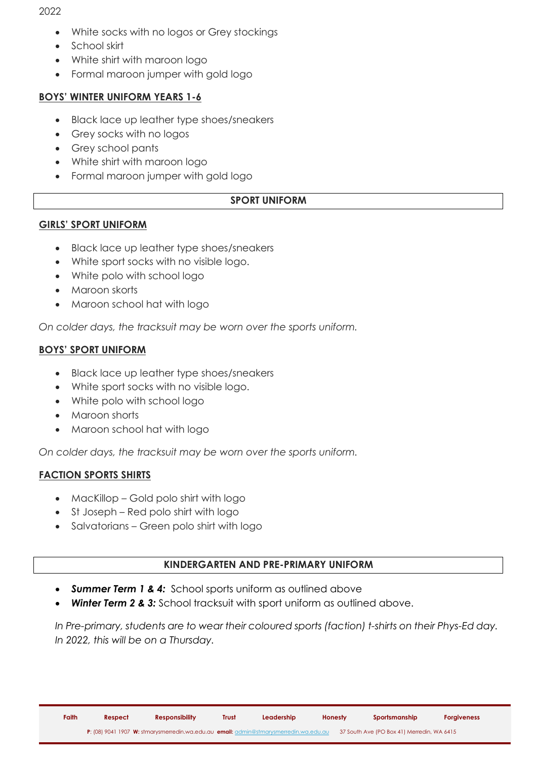- White socks with no logos or Grey stockings
- School skirt
- White shirt with maroon logo
- Formal maroon jumper with gold logo

**BOYS' WINTER UNIFORM YEARS 1-6**

- Black lace up leather type shoes/sneakers
- Grey socks with no logos
- Grey school pants
- White shirt with maroon logo
- Formal maroon jumper with gold logo

## SPORT UNIFORM

**GIRLS' SPORT UNIFORM**

- Black lace up leather type shoes/sneakers
- White sport socks with no visible logo.
- White polo with school logo
- Maroon skorts
- Maroon school hat with logo

*On colder days, the tracksuit may be worn over the sports uniform.*

**BOYS' SPORT UNIFORM**

- Black lace up leather type shoes/sneakers
- White sport socks with no visible logo.
- White polo with school logo
- Maroon shorts
- Maroon school hat with logo

*On colder days, the tracksuit may be worn over the sports uniform.*

**FACTION SPORTS SHIRTS**

- MacKillop – Gold polo shirt with logo
- St Joseph – Red polo shirt with logo
- Salvatorians – Green polo shirt with logo

## KINDERGARTEN AND PRE-PRIMARY UNIFORM

- ***Summer Term 1 & 4:*** School sports uniform as outlined above
- ***Winter Term 2 & 3:*** School tracksuit with sport uniform as outlined above.

*In Pre-primary, students are to wear their coloured sports (faction) t-shirts on their Phys-Ed day. In 2022, this will be on a Thursday.*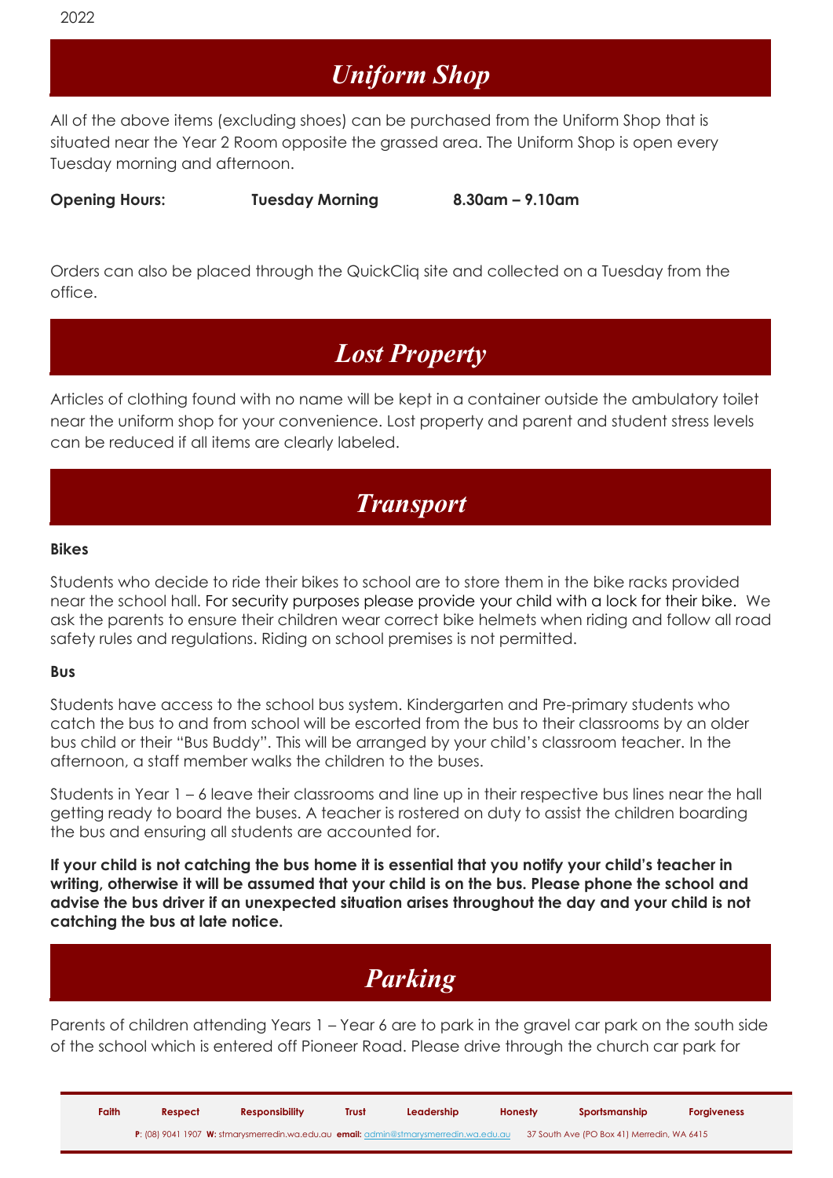# *Uniform Shop*

All of the above items (excluding shoes) can be purchased from the Uniform Shop that is situated near the Year 2 Room opposite the grassed area. The Uniform Shop is open every Tuesday morning and afternoon.

**Opening Hours:** **Tuesday Morning** **8.30am – 9.10am**

Orders can also be placed through the QuickCliq site and collected on a Tuesday from the office.

# *Lost Property*

Articles of clothing found with no name will be kept in a container outside the ambulatory toilet near the uniform shop for your convenience. Lost property and parent and student stress levels can be reduced if all items are clearly labeled.

# *Transport*

**Bikes**

Students who decide to ride their bikes to school are to store them in the bike racks provided near the school hall. For security purposes please provide your child with a lock for their bike. We ask the parents to ensure their children wear correct bike helmets when riding and follow all road safety rules and regulations. Riding on school premises is not permitted.

**Bus**

Students have access to the school bus system. Kindergarten and Pre-primary students who catch the bus to and from school will be escorted from the bus to their classrooms by an older bus child or their "Bus Buddy". This will be arranged by your child's classroom teacher. In the afternoon, a staff member walks the children to the buses.

Students in Year 1 – 6 leave their classrooms and line up in their respective bus lines near the hall getting ready to board the buses. A teacher is rostered on duty to assist the children boarding the bus and ensuring all students are accounted for.

**If your child is not catching the bus home it is essential that you notify your child's teacher in writing, otherwise it will be assumed that your child is on the bus. Please phone the school and advise the bus driver if an unexpected situation arises throughout the day and your child is not catching the bus at late notice.**

# *Parking*

Parents of children attending Years 1 – Year 6 are to park in the gravel car park on the south side of the school which is entered off Pioneer Road. Please drive through the church car park for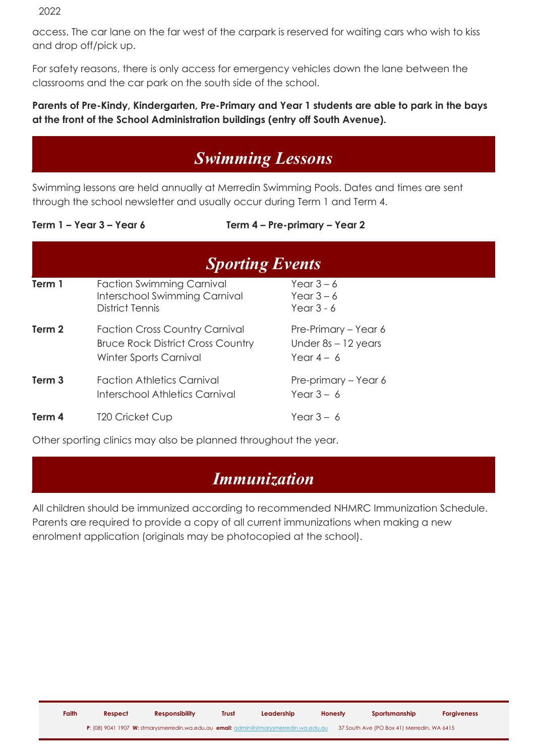access. The car lane on the far west of the carpark is reserved for waiting cars who wish to kiss and drop off/pick up.

For safety reasons, there is only access for emergency vehicles down the lane between the classrooms and the car park on the south side of the school.

**Parents of Pre-Kindy, Kindergarten, Pre-Primary and Year 1 students are able to park in the bays at the front of the School Administration buildings (entry off South Avenue).**

## *Swimming Lessons*

Swimming lessons are held annually at Merredin Swimming Pools. Dates and times are sent through the school newsletter and usually occur during Term 1 and Term 4.

**Term 1 – Year 3 – Year 6** **Term 4 – Pre-primary – Year 2**

## *Sporting Events*

| | | |
|---|---|---|
| **Term 1** | Faction Swimming Carnival<br>Interschool Swimming Carnival<br>District Tennis | Year 3 – 6<br>Year 3 – 6<br>Year 3 - 6 |
| **Term 2** | Faction Cross Country Carnival<br>Bruce Rock District Cross Country<br>Winter Sports Carnival | Pre-Primary – Year 6<br>Under 8s – 12 years<br>Year 4 – 6 |
| **Term 3** | Faction Athletics Carnival<br>Interschool Athletics Carnival | Pre-primary – Year 6<br>Year 3 – 6 |
| **Term 4** | T20 Cricket Cup | Year 3 – 6 |

Other sporting clinics may also be planned throughout the year.

## *Immunization*

All children should be immunized according to recommended NHMRC Immunization Schedule. Parents are required to provide a copy of all current immunizations when making a new enrolment application (originals may be photocopied at the school).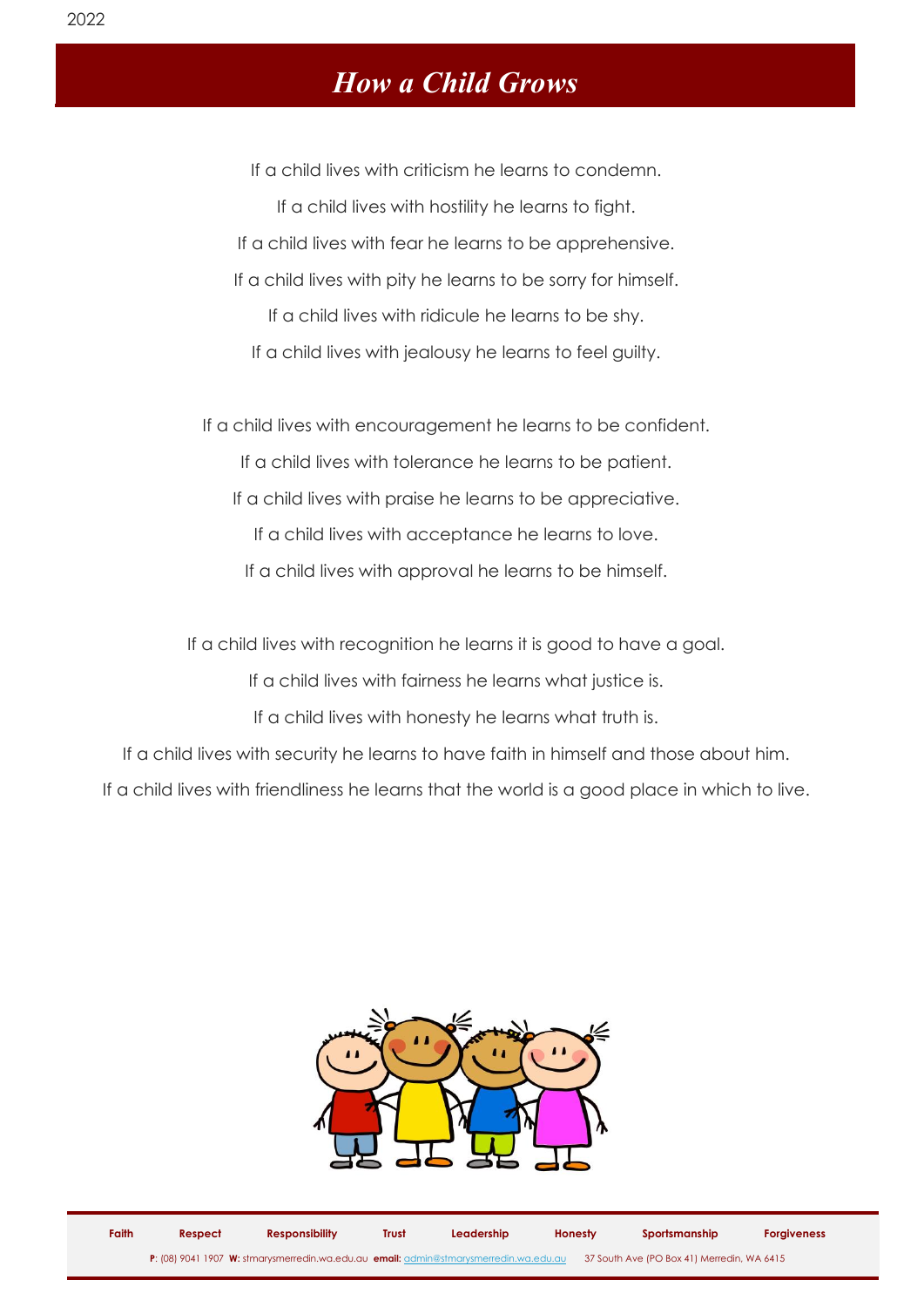# *How a Child Grows*

If a child lives with criticism he learns to condemn.

If a child lives with hostility he learns to fight.

If a child lives with fear he learns to be apprehensive.

If a child lives with pity he learns to be sorry for himself.

If a child lives with ridicule he learns to be shy.

If a child lives with jealousy he learns to feel guilty.

If a child lives with encouragement he learns to be confident.

If a child lives with tolerance he learns to be patient.

If a child lives with praise he learns to be appreciative.

If a child lives with acceptance he learns to love.

If a child lives with approval he learns to be himself.

If a child lives with recognition he learns it is good to have a goal.

If a child lives with fairness he learns what justice is.

If a child lives with honesty he learns what truth is.

If a child lives with security he learns to have faith in himself and those about him.

If a child lives with friendliness he learns that the world is a good place in which to live.